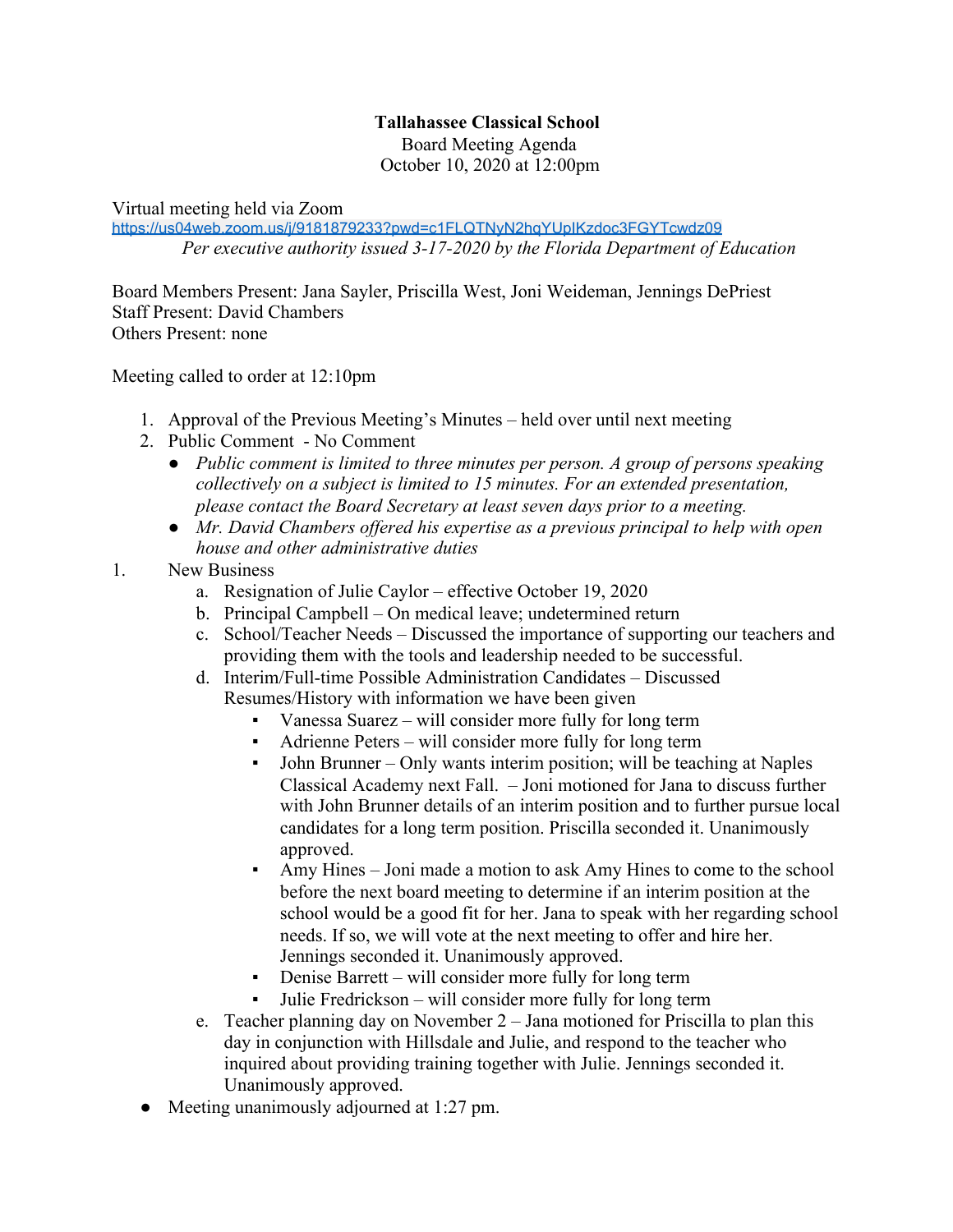**Tallahassee Classical School**
Board Meeting Agenda
October 10, 2020 at 12:00pm

Virtual meeting held via Zoom
https://us04web.zoom.us/j/9181879233?pwd=c1FLQTNyN2hqYUpIKzdoc3FGYTcwdz09
*Per executive authority issued 3-17-2020 by the Florida Department of Education*

Board Members Present: Jana Sayler, Priscilla West, Joni Weideman, Jennings DePriest
Staff Present: David Chambers
Others Present: none

Meeting called to order at 12:10pm

1. Approval of the Previous Meeting's Minutes – held over until next meeting
2. Public Comment - No Comment
   - *Public comment is limited to three minutes per person. A group of persons speaking collectively on a subject is limited to 15 minutes. For an extended presentation, please contact the Board Secretary at least seven days prior to a meeting.*
   - *Mr. David Chambers offered his expertise as a previous principal to help with open house and other administrative duties*

1. New Business
   a. Resignation of Julie Caylor – effective October 19, 2020
   b. Principal Campbell – On medical leave; undetermined return
   c. School/Teacher Needs – Discussed the importance of supporting our teachers and providing them with the tools and leadership needed to be successful.
   d. Interim/Full-time Possible Administration Candidates – Discussed Resumes/History with information we have been given
      - Vanessa Suarez – will consider more fully for long term
      - Adrienne Peters – will consider more fully for long term
      - John Brunner – Only wants interim position; will be teaching at Naples Classical Academy next Fall. – Joni motioned for Jana to discuss further with John Brunner details of an interim position and to further pursue local candidates for a long term position. Priscilla seconded it. Unanimously approved.
      - Amy Hines – Joni made a motion to ask Amy Hines to come to the school before the next board meeting to determine if an interim position at the school would be a good fit for her. Jana to speak with her regarding school needs. If so, we will vote at the next meeting to offer and hire her. Jennings seconded it. Unanimously approved.
      - Denise Barrett – will consider more fully for long term
      - Julie Fredrickson – will consider more fully for long term

   e. Teacher planning day on November 2 – Jana motioned for Priscilla to plan this day in conjunction with Hillsdale and Julie, and respond to the teacher who inquired about providing training together with Julie. Jennings seconded it. Unanimously approved.

- Meeting unanimously adjourned at 1:27 pm.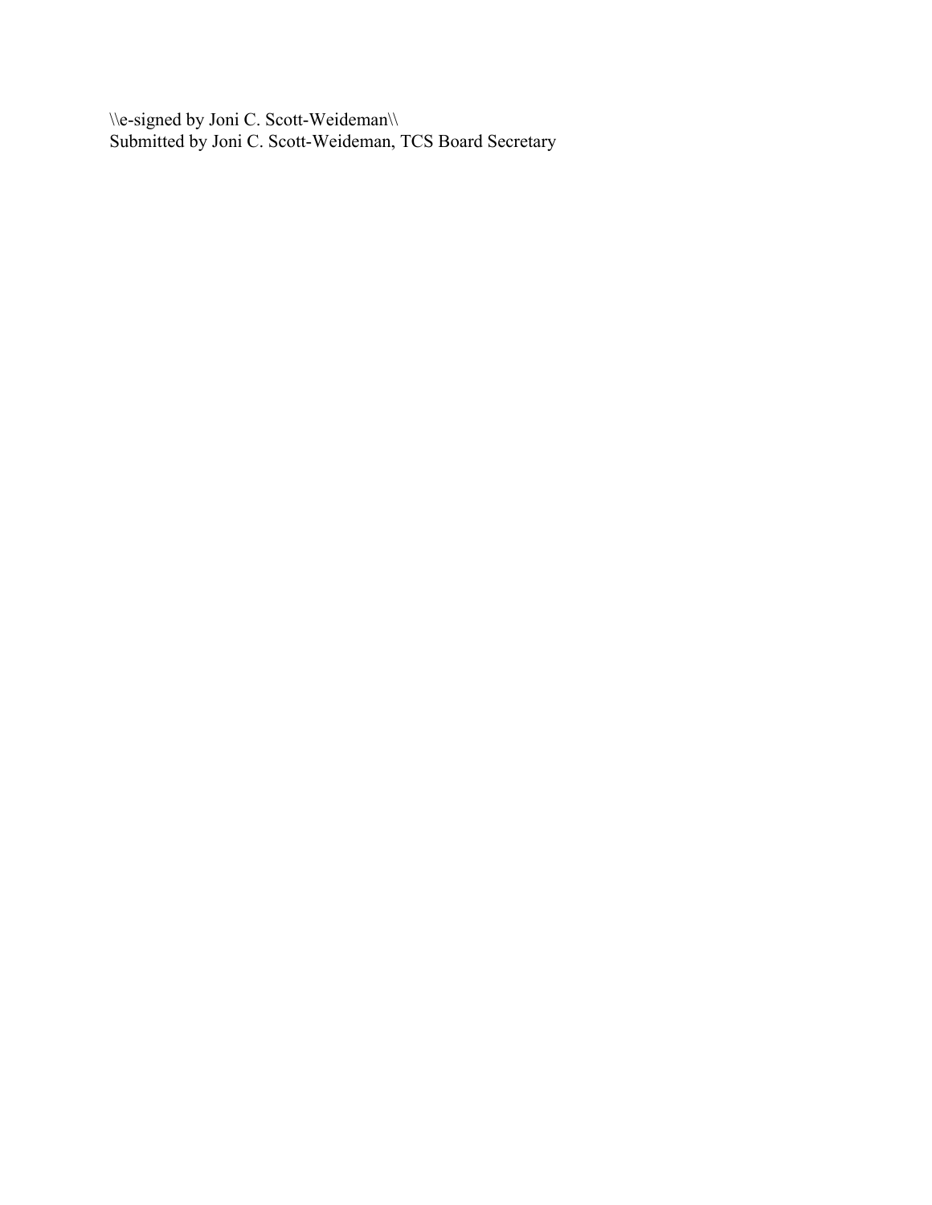\\e-signed by Joni C. Scott-Weideman\\
Submitted by Joni C. Scott-Weideman, TCS Board Secretary